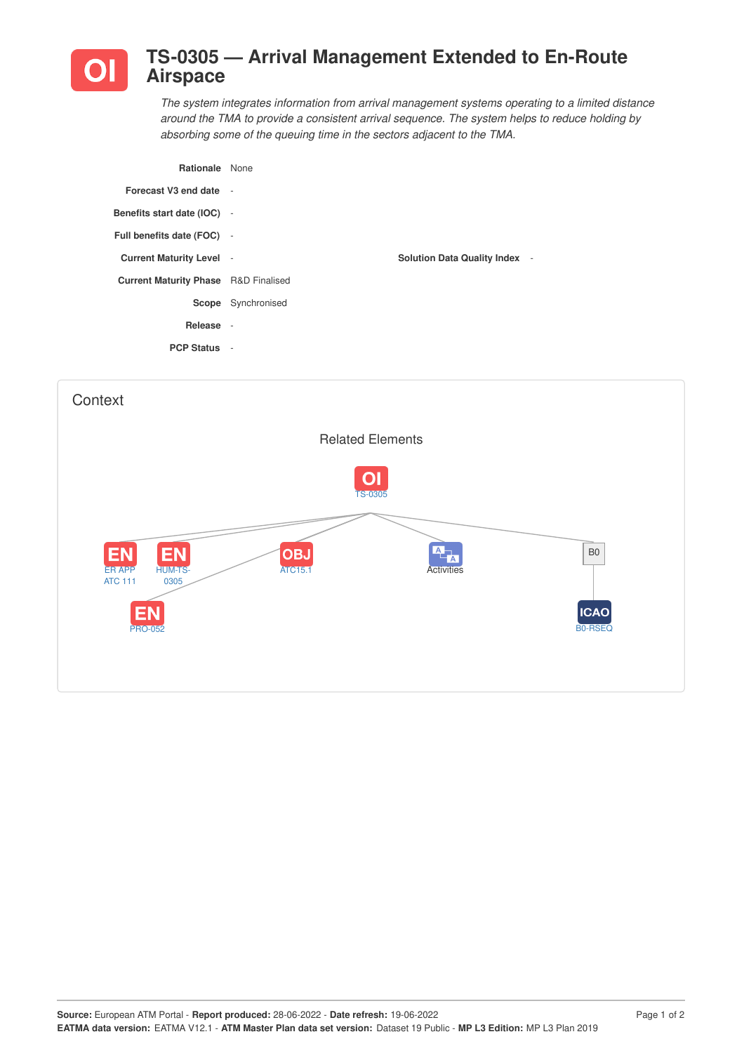# TS-0305 — Arrival Management Extended to En-Route Airspace

*The system integrates information from arrival management systems operating to a limited distance around the TMA to provide a consistent arrival sequence. The system helps to reduce holding by absorbing some of the queuing time in the sectors adjacent to the TMA.*

| | |
|---|---|
| **Rationale** | None |
| **Forecast V3 end date** | - |
| **Benefits start date (IOC)** | - |
| **Full benefits date (FOC)** | - |
| **Current Maturity Level** | - |
| **Solution Data Quality Index** | - |
| **Current Maturity Phase** | R&D Finalised |
| **Scope** | Synchronised |
| **Release** | - |
| **PCP Status** | - |

## Context

### Related Elements

- OI: TS-0305
  - EN: ER APP ATC 111
  - EN: HUM-TS-0305
  - EN: PRO-052
  - OBJ: ATC15.1
  - Activities
  - B0
    - ICAO: B0-RSEQ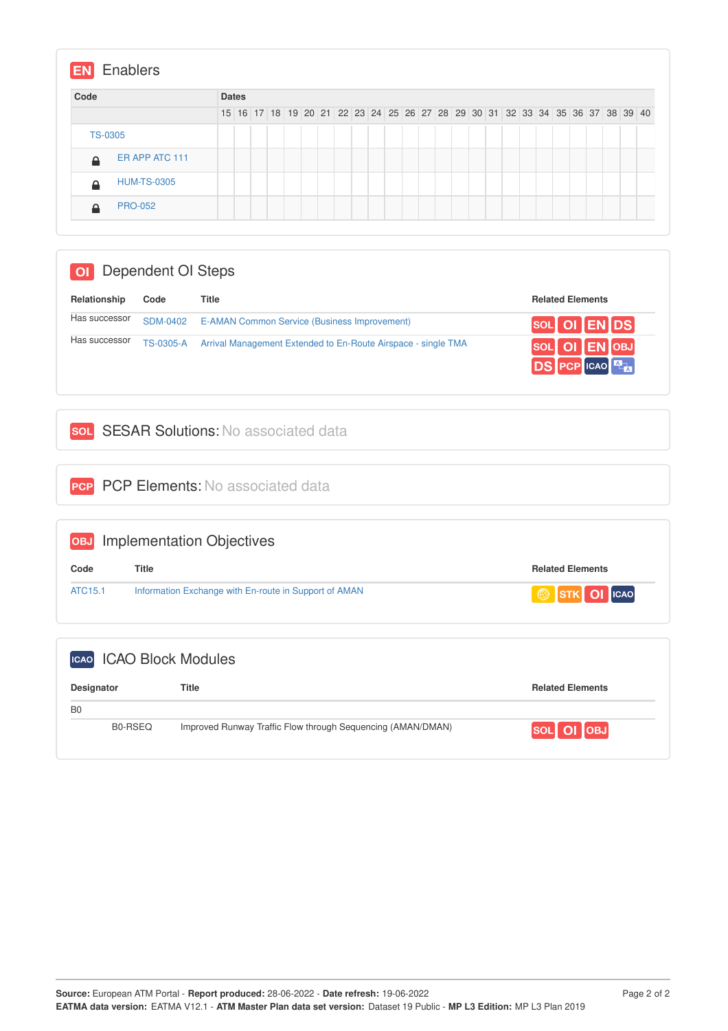## EN Enablers

| Code | Dates | | | | | | | | | | | | | | | | | | | | | | | | | |
|---|---|---|---|---|---|---|---|---|---|---|---|---|---|---|---|---|---|---|---|---|---|---|---|---|---|---|
| | 15 | 16 | 17 | 18 | 19 | 20 | 21 | 22 | 23 | 24 | 25 | 26 | 27 | 28 | 29 | 30 | 31 | 32 | 33 | 34 | 35 | 36 | 37 | 38 | 39 | 40 |
| TS-0305 | | | | | | | | | | | | | | | | | | | | | | | | | | |
| ER APP ATC 111 | | | | | | | | | | | | | | | | | | | | | | | | | | |
| HUM-TS-0305 | | | | | | | | | | | | | | | | | | | | | | | | | | |
| PRO-052 | | | | | | | | | | | | | | | | | | | | | | | | | | |

## OI Dependent OI Steps

| Relationship | Code | Title | Related Elements |
|---|---|---|---|
| Has successor | SDM-0402 | E-AMAN Common Service (Business Improvement) | SOL OI EN DS |
| Has successor | TS-0305-A | Arrival Management Extended to En-Route Airspace - single TMA | SOL OI EN OBJ DS PCP ICAO |

## SOL SESAR Solutions: No associated data

## PCP PCP Elements: No associated data

## OBJ Implementation Objectives

| Code | Title | Related Elements |
|---|---|---|
| ATC15.1 | Information Exchange with En-route in Support of AMAN | STK OI ICAO |

## ICAO ICAO Block Modules

| Designator | Title | Related Elements |
|---|---|---|
| B0 | | |
| B0-RSEQ | Improved Runway Traffic Flow through Sequencing (AMAN/DMAN) | SOL OI OBJ |

**Source:** European ATM Portal - **Report produced:** 28-06-2022 - **Date refresh:** 19-06-2022
**EATMA data version:** EATMA V12.1 - **ATM Master Plan data set version:** Dataset 19 Public - **MP L3 Edition:** MP L3 Plan 2019